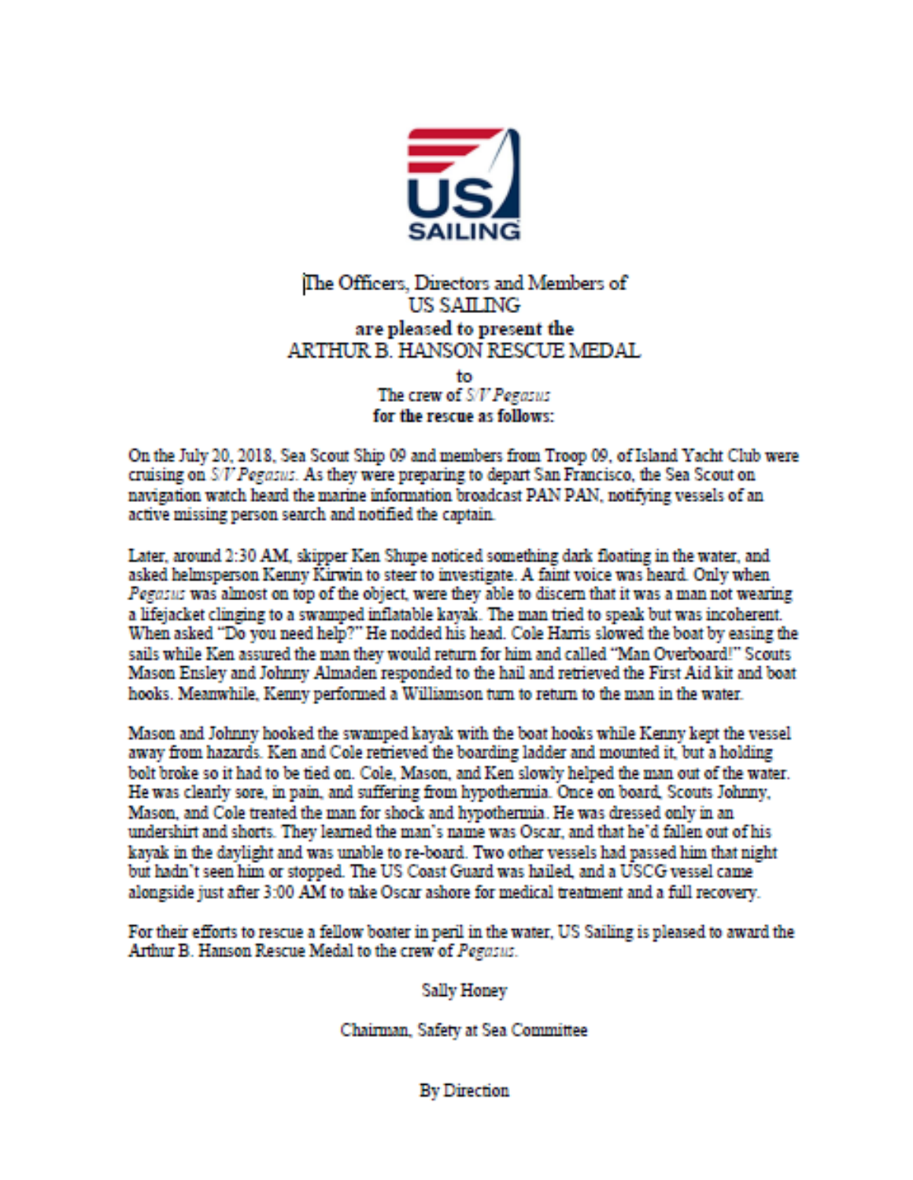The Officers, Directors and Members of
US SAILING
**are pleased to present the**
ARTHUR B. HANSON RESCUE MEDAL
to
The crew of *S/V Pegasus*
**for the rescue as follows:**

On the July 20, 2018, Sea Scout Ship 09 and members from Troop 09, of Island Yacht Club were cruising on *S/V Pegasus*. As they were preparing to depart San Francisco, the Sea Scout on navigation watch heard the marine information broadcast PAN PAN, notifying vessels of an active missing person search and notified the captain.

Later, around 2:30 AM, skipper Ken Shupe noticed something dark floating in the water, and asked helmsperson Kenny Kirwin to steer to investigate. A faint voice was heard. Only when *Pegasus* was almost on top of the object, were they able to discern that it was a man not wearing a lifejacket clinging to a swamped inflatable kayak. The man tried to speak but was incoherent. When asked "Do you need help?" He nodded his head. Cole Harris slowed the boat by easing the sails while Ken assured the man they would return for him and called "Man Overboard!" Scouts Mason Ensley and Johnny Almaden responded to the hail and retrieved the First Aid kit and boat hooks. Meanwhile, Kenny performed a Williamson turn to return to the man in the water.

Mason and Johnny hooked the swamped kayak with the boat hooks while Kenny kept the vessel away from hazards. Ken and Cole retrieved the boarding ladder and mounted it, but a holding bolt broke so it had to be tied on. Cole, Mason, and Ken slowly helped the man out of the water. He was clearly sore, in pain, and suffering from hypothermia. Once on board, Scouts Johnny, Mason, and Cole treated the man for shock and hypothermia. He was dressed only in an undershirt and shorts. They learned the man's name was Oscar, and that he'd fallen out of his kayak in the daylight and was unable to re-board. Two other vessels had passed him that night but hadn't seen him or stopped. The US Coast Guard was hailed, and a USCG vessel came alongside just after 3:00 AM to take Oscar ashore for medical treatment and a full recovery.

For their efforts to rescue a fellow boater in peril in the water, US Sailing is pleased to award the Arthur B. Hanson Rescue Medal to the crew of *Pegasus*.

Sally Honey

Chairman, Safety at Sea Committee

By Direction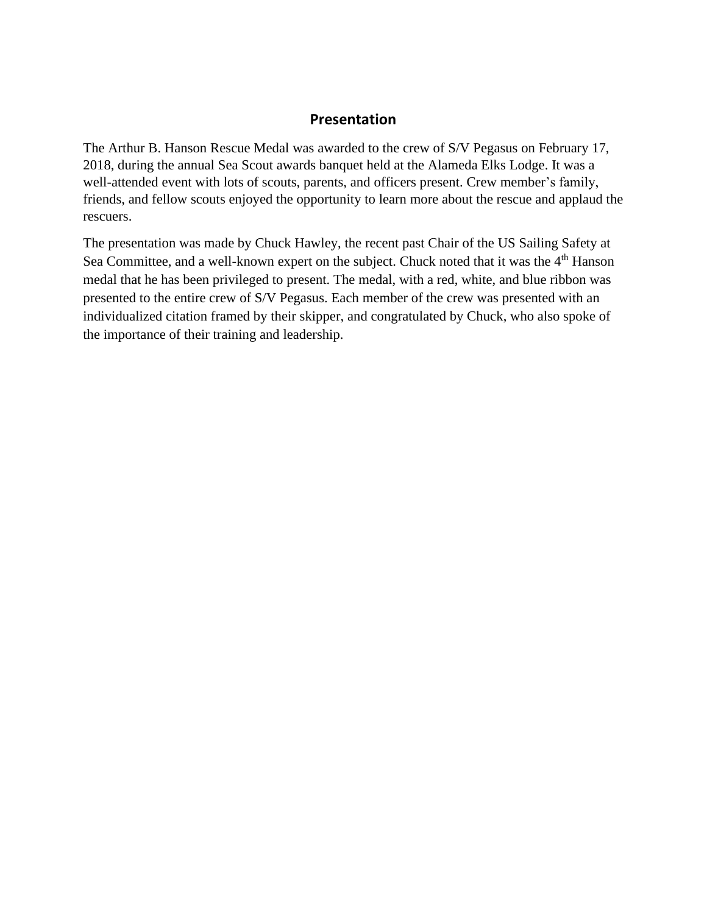## Presentation

The Arthur B. Hanson Rescue Medal was awarded to the crew of S/V Pegasus on February 17, 2018, during the annual Sea Scout awards banquet held at the Alameda Elks Lodge. It was a well-attended event with lots of scouts, parents, and officers present. Crew member's family, friends, and fellow scouts enjoyed the opportunity to learn more about the rescue and applaud the rescuers.

The presentation was made by Chuck Hawley, the recent past Chair of the US Sailing Safety at Sea Committee, and a well-known expert on the subject. Chuck noted that it was the 4th Hanson medal that he has been privileged to present. The medal, with a red, white, and blue ribbon was presented to the entire crew of S/V Pegasus. Each member of the crew was presented with an individualized citation framed by their skipper, and congratulated by Chuck, who also spoke of the importance of their training and leadership.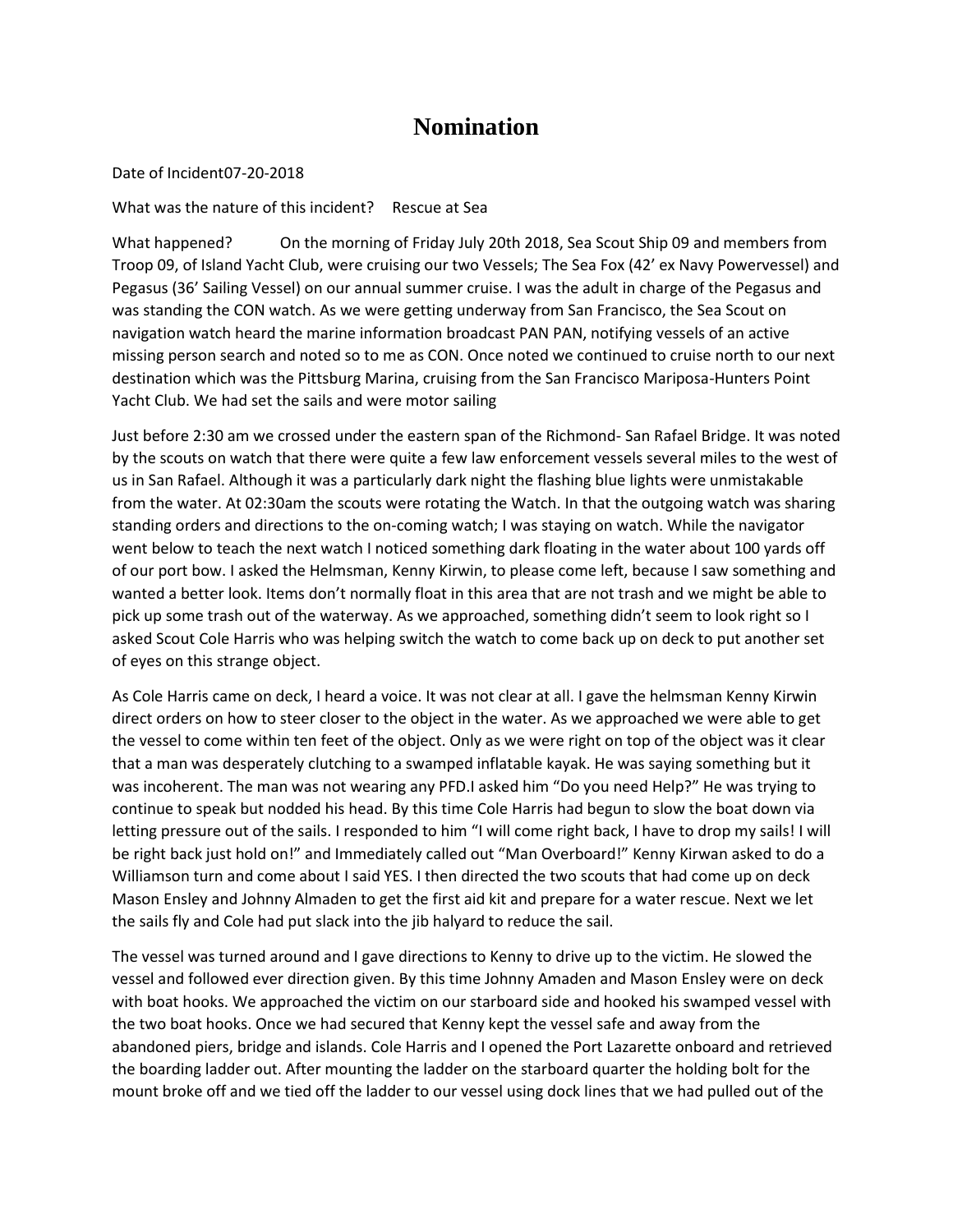# Nomination

Date of Incident07-20-2018

What was the nature of this incident? Rescue at Sea

What happened? On the morning of Friday July 20th 2018, Sea Scout Ship 09 and members from Troop 09, of Island Yacht Club, were cruising our two Vessels; The Sea Fox (42' ex Navy Powervessel) and Pegasus (36' Sailing Vessel) on our annual summer cruise. I was the adult in charge of the Pegasus and was standing the CON watch. As we were getting underway from San Francisco, the Sea Scout on navigation watch heard the marine information broadcast PAN PAN, notifying vessels of an active missing person search and noted so to me as CON. Once noted we continued to cruise north to our next destination which was the Pittsburg Marina, cruising from the San Francisco Mariposa-Hunters Point Yacht Club. We had set the sails and were motor sailing

Just before 2:30 am we crossed under the eastern span of the Richmond- San Rafael Bridge. It was noted by the scouts on watch that there were quite a few law enforcement vessels several miles to the west of us in San Rafael. Although it was a particularly dark night the flashing blue lights were unmistakable from the water. At 02:30am the scouts were rotating the Watch. In that the outgoing watch was sharing standing orders and directions to the on-coming watch; I was staying on watch. While the navigator went below to teach the next watch I noticed something dark floating in the water about 100 yards off of our port bow. I asked the Helmsman, Kenny Kirwin, to please come left, because I saw something and wanted a better look. Items don't normally float in this area that are not trash and we might be able to pick up some trash out of the waterway. As we approached, something didn't seem to look right so I asked Scout Cole Harris who was helping switch the watch to come back up on deck to put another set of eyes on this strange object.

As Cole Harris came on deck, I heard a voice. It was not clear at all. I gave the helmsman Kenny Kirwin direct orders on how to steer closer to the object in the water. As we approached we were able to get the vessel to come within ten feet of the object. Only as we were right on top of the object was it clear that a man was desperately clutching to a swamped inflatable kayak. He was saying something but it was incoherent. The man was not wearing any PFD.I asked him "Do you need Help?" He was trying to continue to speak but nodded his head. By this time Cole Harris had begun to slow the boat down via letting pressure out of the sails. I responded to him "I will come right back, I have to drop my sails! I will be right back just hold on!" and Immediately called out "Man Overboard!" Kenny Kirwan asked to do a Williamson turn and come about I said YES. I then directed the two scouts that had come up on deck Mason Ensley and Johnny Almaden to get the first aid kit and prepare for a water rescue. Next we let the sails fly and Cole had put slack into the jib halyard to reduce the sail.

The vessel was turned around and I gave directions to Kenny to drive up to the victim. He slowed the vessel and followed ever direction given. By this time Johnny Amaden and Mason Ensley were on deck with boat hooks. We approached the victim on our starboard side and hooked his swamped vessel with the two boat hooks. Once we had secured that Kenny kept the vessel safe and away from the abandoned piers, bridge and islands. Cole Harris and I opened the Port Lazarette onboard and retrieved the boarding ladder out. After mounting the ladder on the starboard quarter the holding bolt for the mount broke off and we tied off the ladder to our vessel using dock lines that we had pulled out of the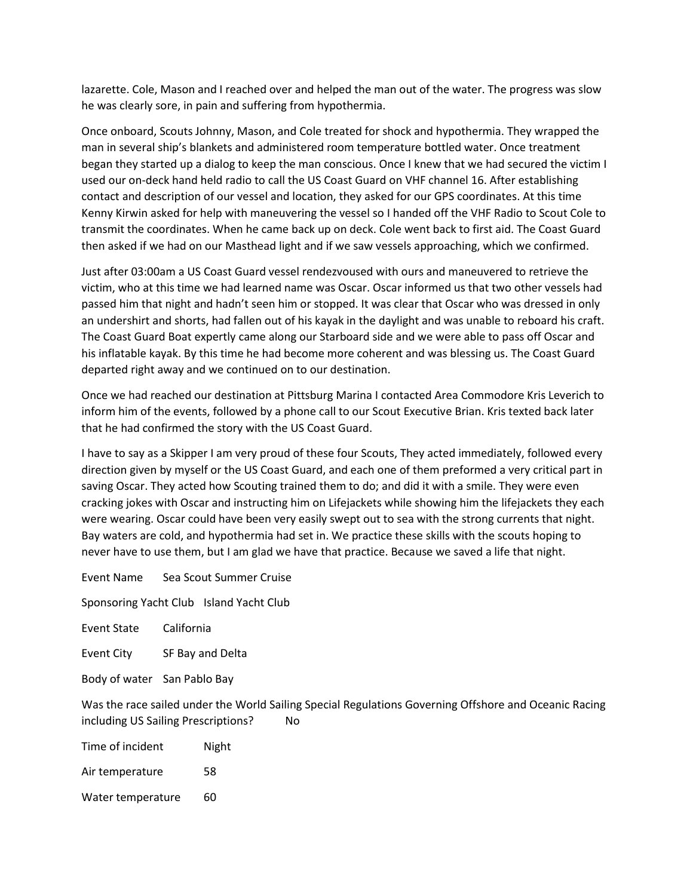lazarette. Cole, Mason and I reached over and helped the man out of the water. The progress was slow he was clearly sore, in pain and suffering from hypothermia.

Once onboard, Scouts Johnny, Mason, and Cole treated for shock and hypothermia. They wrapped the man in several ship's blankets and administered room temperature bottled water. Once treatment began they started up a dialog to keep the man conscious. Once I knew that we had secured the victim I used our on-deck hand held radio to call the US Coast Guard on VHF channel 16. After establishing contact and description of our vessel and location, they asked for our GPS coordinates. At this time Kenny Kirwin asked for help with maneuvering the vessel so I handed off the VHF Radio to Scout Cole to transmit the coordinates. When he came back up on deck. Cole went back to first aid. The Coast Guard then asked if we had on our Masthead light and if we saw vessels approaching, which we confirmed.

Just after 03:00am a US Coast Guard vessel rendezvoused with ours and maneuvered to retrieve the victim, who at this time we had learned name was Oscar. Oscar informed us that two other vessels had passed him that night and hadn't seen him or stopped. It was clear that Oscar who was dressed in only an undershirt and shorts, had fallen out of his kayak in the daylight and was unable to reboard his craft. The Coast Guard Boat expertly came along our Starboard side and we were able to pass off Oscar and his inflatable kayak. By this time he had become more coherent and was blessing us. The Coast Guard departed right away and we continued on to our destination.

Once we had reached our destination at Pittsburg Marina I contacted Area Commodore Kris Leverich to inform him of the events, followed by a phone call to our Scout Executive Brian. Kris texted back later that he had confirmed the story with the US Coast Guard.

I have to say as a Skipper I am very proud of these four Scouts, They acted immediately, followed every direction given by myself or the US Coast Guard, and each one of them preformed a very critical part in saving Oscar. They acted how Scouting trained them to do; and did it with a smile. They were even cracking jokes with Oscar and instructing him on Lifejackets while showing him the lifejackets they each were wearing. Oscar could have been very easily swept out to sea with the strong currents that night. Bay waters are cold, and hypothermia had set in. We practice these skills with the scouts hoping to never have to use them, but I am glad we have that practice. Because we saved a life that night.

Event Name Sea Scout Summer Cruise

Sponsoring Yacht Club Island Yacht Club

Event State California

Event City SF Bay and Delta

Body of water San Pablo Bay

Was the race sailed under the World Sailing Special Regulations Governing Offshore and Oceanic Racing including US Sailing Prescriptions? No

Time of incident Night

Air temperature 58

Water temperature 60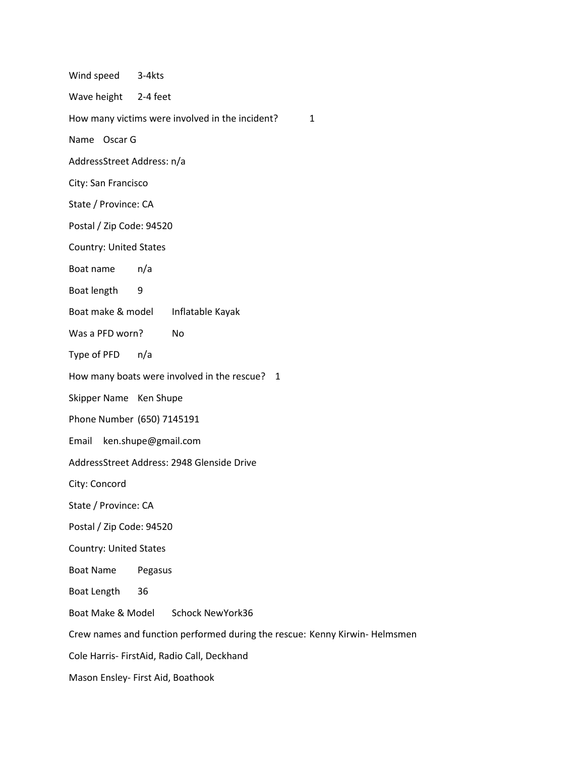Wind speed 3-4kts

Wave height 2-4 feet

How many victims were involved in the incident? 1

Name Oscar G

AddressStreet Address: n/a

City: San Francisco

State / Province: CA

Postal / Zip Code: 94520

Country: United States

Boat name n/a

Boat length 9

Boat make & model Inflatable Kayak

Was a PFD worn? No

Type of PFD n/a

How many boats were involved in the rescue? 1

Skipper Name Ken Shupe

Phone Number (650) 7145191

Email ken.shupe@gmail.com

AddressStreet Address: 2948 Glenside Drive

City: Concord

State / Province: CA

Postal / Zip Code: 94520

Country: United States

Boat Name Pegasus

Boat Length 36

Boat Make & Model Schock NewYork36

Crew names and function performed during the rescue: Kenny Kirwin- Helmsmen

Cole Harris- FirstAid, Radio Call, Deckhand

Mason Ensley- First Aid, Boathook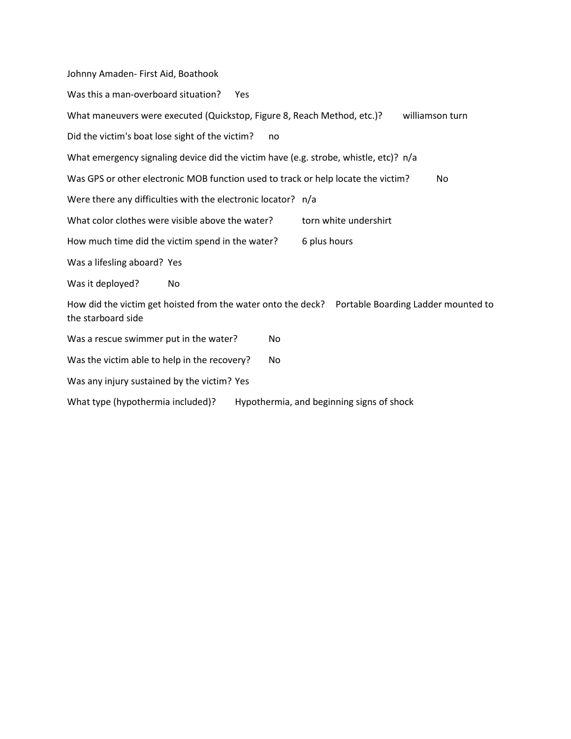Johnny Amaden- First Aid, Boathook

Was this a man-overboard situation? Yes

What maneuvers were executed (Quickstop, Figure 8, Reach Method, etc.)? williamson turn

Did the victim's boat lose sight of the victim? no

What emergency signaling device did the victim have (e.g. strobe, whistle, etc)? n/a

Was GPS or other electronic MOB function used to track or help locate the victim? No

Were there any difficulties with the electronic locator? n/a

What color clothes were visible above the water? torn white undershirt

How much time did the victim spend in the water? 6 plus hours

Was a lifesling aboard? Yes

Was it deployed? No

How did the victim get hoisted from the water onto the deck? Portable Boarding Ladder mounted to the starboard side

Was a rescue swimmer put in the water? No

Was the victim able to help in the recovery? No

Was any injury sustained by the victim? Yes

What type (hypothermia included)? Hypothermia, and beginning signs of shock